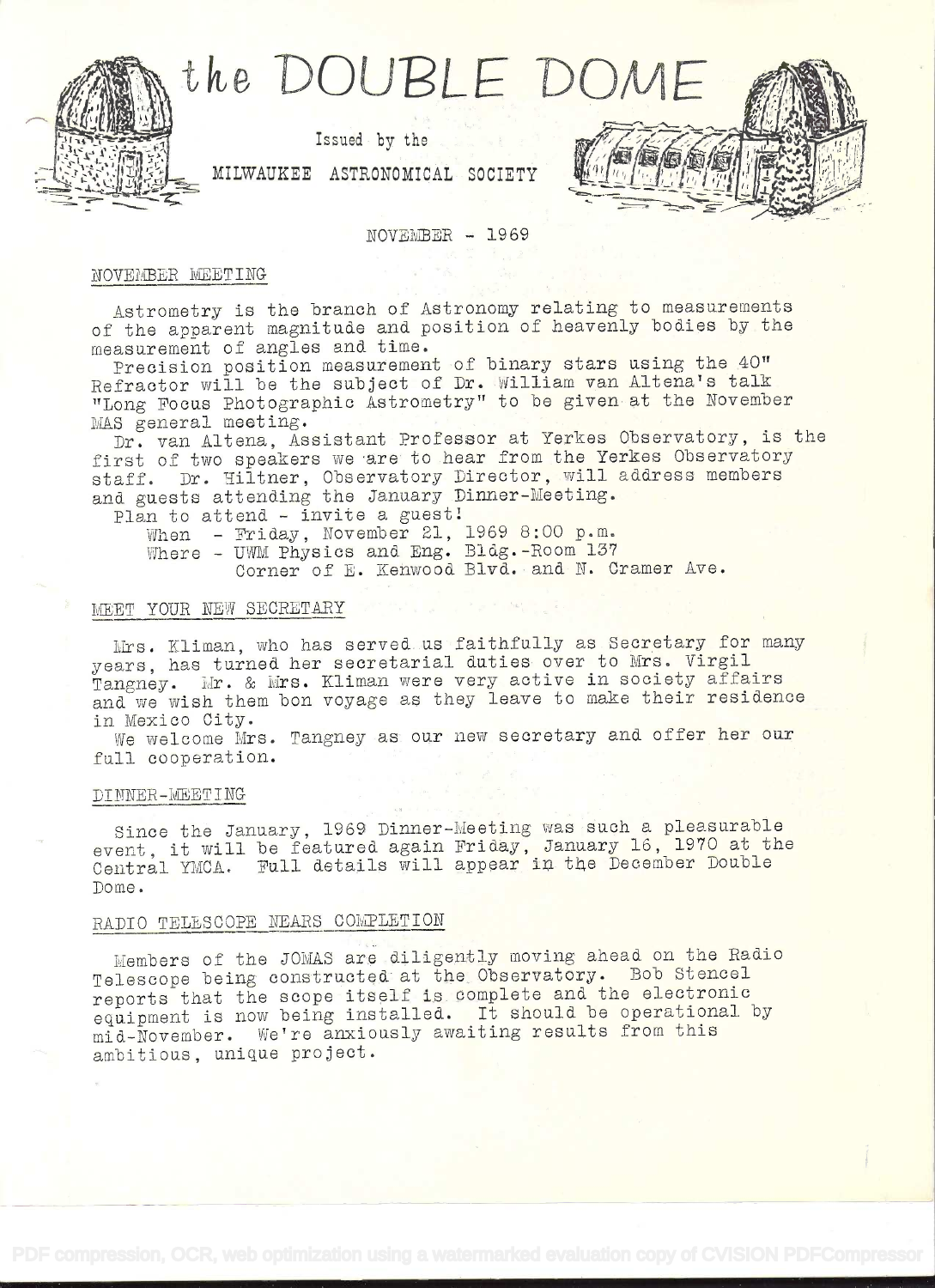# the DOUBLE DOME

Issued by the

MILWAUKEE ASTRONOMICAL SOCIETY

NOVEMBER - 1969

## NOVEMBER MEETING

Astrometry is the branch of Astronomy relating to measurements of the apparent magnitude and position of heavenly bodies by the measurement of angles and time.

Precision position measurement of binary stars using the 40" Refractor will be the subject of Dr. William van Altena's talk "Long Focus Photographic Astrometry" to be given at the November MAS general meeting.

Dr. van Altena, Assistant Professor at Yerkes Observatory, is the first of two speakers we are to hear from the Yerkes Observatory staff. Dr. Hiltner, Observatory Director, will address members and guests attending the January Dinner-Meeting.

Plan to attend - invite a guest!

When - Friday, November 21, 1969 8:00 p.m.
Where - UWM Physics and Eng. Bldg.-Room 137
Corner of E. Kenwood Blvd. and N. Cramer Ave.

## MEET YOUR NEW SECRETARY

Mrs. Kliman, who has served us faithfully as Secretary for many years, has turned her secretarial duties over to Mrs. Virgil Tangney. Mr. & Mrs. Kliman were very active in society affairs and we wish them bon voyage as they leave to make their residence in Mexico City.

We welcome Mrs. Tangney as our new secretary and offer her our full cooperation.

## DINNER-MEETING

Since the January, 1969 Dinner-Meeting was such a pleasurable event, it will be featured again Friday, January 16, 1970 at the Central YMCA. Full details will appear in the December Double Dome.

## RADIO TELESCOPE NEARS COMPLETION

Members of the JOMAS are diligently moving ahead on the Radio Telescope being constructed at the Observatory. Bob Stencel reports that the scope itself is complete and the electronic equipment is now being installed. It should be operational by mid-November. We're anxiously awaiting results from this ambitious, unique project.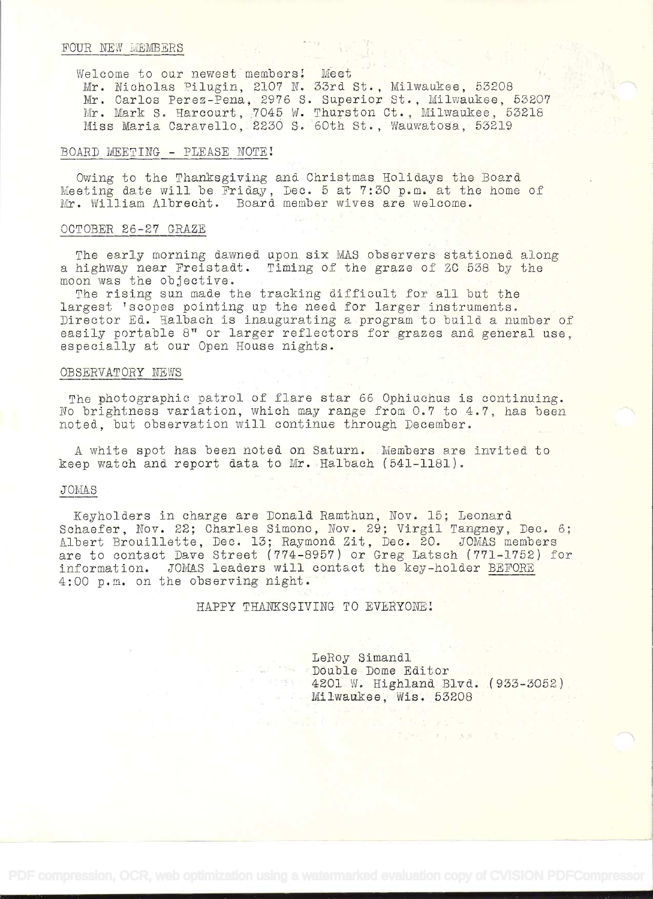## FOUR NEW MEMBERS

Welcome to our newest members! Meet
Mr. Nicholas Pilugin, 2107 N. 33rd St., Milwaukee, 53208
Mr. Carlos Perez-Pena, 2976 S. Superior St., Milwaukee, 53207
Mr. Mark S. Harcourt, 7045 W. Thurston Ct., Milwaukee, 53218
Miss Maria Caravello, 2230 S. 60th St., Wauwatosa, 53219

## BOARD MEETING - PLEASE NOTE!

Owing to the Thanksgiving and Christmas Holidays the Board Meeting date will be Friday, Dec. 5 at 7:30 p.m. at the home of Mr. William Albrecht. Board member wives are welcome.

## OCTOBER 26-27 GRAZE

The early morning dawned upon six MAS observers stationed along a highway near Freistadt. Timing of the graze of ZC 538 by the moon was the objective.

The rising sun made the tracking difficult for all but the largest 'scopes pointing up the need for larger instruments. Director Ed. Halbach is inaugurating a program to build a number of easily portable 8" or larger reflectors for grazes and general use, especially at our Open House nights.

## OBSERVATORY NEWS

The photographic patrol of flare star 66 Ophiuchus is continuing. No brightness variation, which may range from 0.7 to 4.7, has been noted, but observation will continue through December.

A white spot has been noted on Saturn. Members are invited to keep watch and report data to Mr. Halbach (541-1181).

## JOMAS

Keyholders in charge are Donald Ramthun, Nov. 15; Leonard Schaefer, Nov. 22; Charles Simono, Nov. 29; Virgil Tangney, Dec. 6; Albert Brouillette, Dec. 13; Raymond Zit, Dec. 20. JOMAS members are to contact Dave Street (774-8957) or Greg Latsch (771-1752) for information. JOMAS leaders will contact the key-holder BEFORE 4:00 p.m. on the observing night.

HAPPY THANKSGIVING TO EVERYONE!

LeRoy Simandl
Double Dome Editor
4201 W. Highland Blvd. (933-3052)
Milwaukee, Wis. 53208